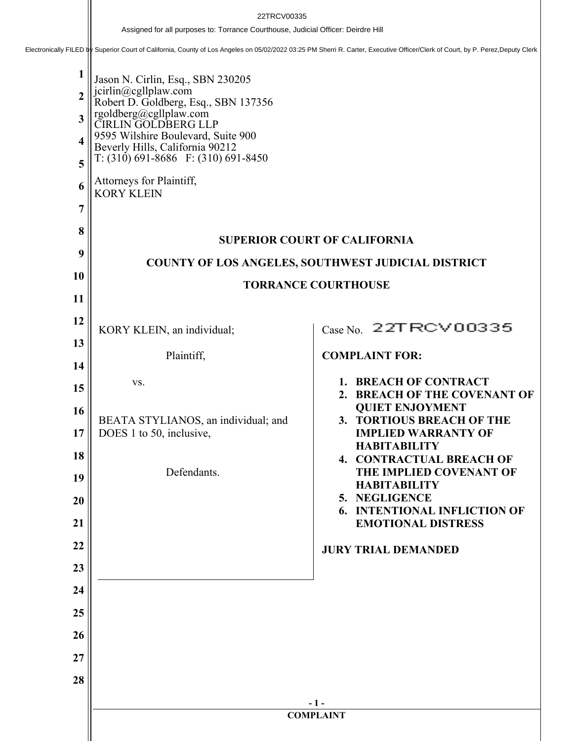22TRCV00335

Assigned for all purposes to: Torrance Courthouse, Judicial Officer: Deirdre Hill

Electronically FILED by Superior Court of California, County of Los Angeles on 05/02/2022 03:25 PM Sherri R. Carter, Executive Officer/Clerk of Court, by P. Perez,Deputy Clerk

Jason N. Cirlin, Esq., SBN 230205
jcirlin@cgllplaw.com
Robert D. Goldberg, Esq., SBN 137356
rgoldberg@cgllplaw.com
CIRLIN GOLDBERG LLP
9595 Wilshire Boulevard, Suite 900
Beverly Hills, California 90212
T: (310) 691-8686 F: (310) 691-8450

Attorneys for Plaintiff,
KORY KLEIN

**SUPERIOR COURT OF CALIFORNIA**

**COUNTY OF LOS ANGELES, SOUTHWEST JUDICIAL DISTRICT**

**TORRANCE COURTHOUSE**

KORY KLEIN, an individual;

Plaintiff,

vs.

BEATA STYLIANOS, an individual; and DOES 1 to 50, inclusive,

Defendants.

Case No. 22TRCV00335

**COMPLAINT FOR:**

1. **BREACH OF CONTRACT**
2. **BREACH OF THE COVENANT OF QUIET ENJOYMENT**
3. **TORTIOUS BREACH OF THE IMPLIED WARRANTY OF HABITABILITY**
4. **CONTRACTUAL BREACH OF THE IMPLIED COVENANT OF HABITABILITY**
5. **NEGLIGENCE**
6. **INTENTIONAL INFLICTION OF EMOTIONAL DISTRESS**

**JURY TRIAL DEMANDED**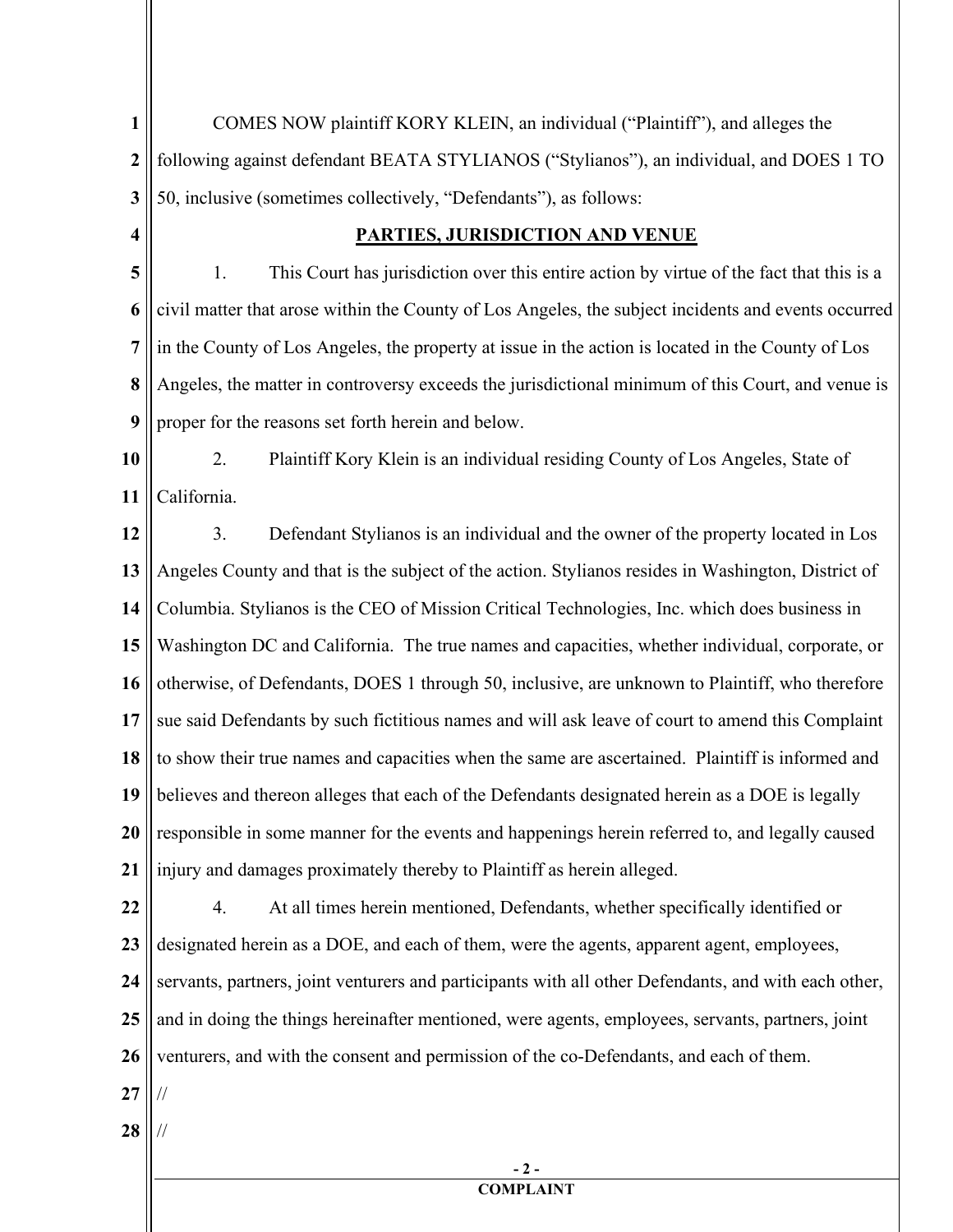COMES NOW plaintiff KORY KLEIN, an individual ("Plaintiff"), and alleges the following against defendant BEATA STYLIANOS ("Stylianos"), an individual, and DOES 1 TO 50, inclusive (sometimes collectively, "Defendants"), as follows:

## **PARTIES, JURISDICTION AND VENUE**

1. This Court has jurisdiction over this entire action by virtue of the fact that this is a civil matter that arose within the County of Los Angeles, the subject incidents and events occurred in the County of Los Angeles, the property at issue in the action is located in the County of Los Angeles, the matter in controversy exceeds the jurisdictional minimum of this Court, and venue is proper for the reasons set forth herein and below.

2. Plaintiff Kory Klein is an individual residing County of Los Angeles, State of California.

3. Defendant Stylianos is an individual and the owner of the property located in Los Angeles County and that is the subject of the action. Stylianos resides in Washington, District of Columbia. Stylianos is the CEO of Mission Critical Technologies, Inc. which does business in Washington DC and California. The true names and capacities, whether individual, corporate, or otherwise, of Defendants, DOES 1 through 50, inclusive, are unknown to Plaintiff, who therefore sue said Defendants by such fictitious names and will ask leave of court to amend this Complaint to show their true names and capacities when the same are ascertained. Plaintiff is informed and believes and thereon alleges that each of the Defendants designated herein as a DOE is legally responsible in some manner for the events and happenings herein referred to, and legally caused injury and damages proximately thereby to Plaintiff as herein alleged.

4. At all times herein mentioned, Defendants, whether specifically identified or designated herein as a DOE, and each of them, were the agents, apparent agent, employees, servants, partners, joint venturers and participants with all other Defendants, and with each other, and in doing the things hereinafter mentioned, were agents, employees, servants, partners, joint venturers, and with the consent and permission of the co-Defendants, and each of them.

//

//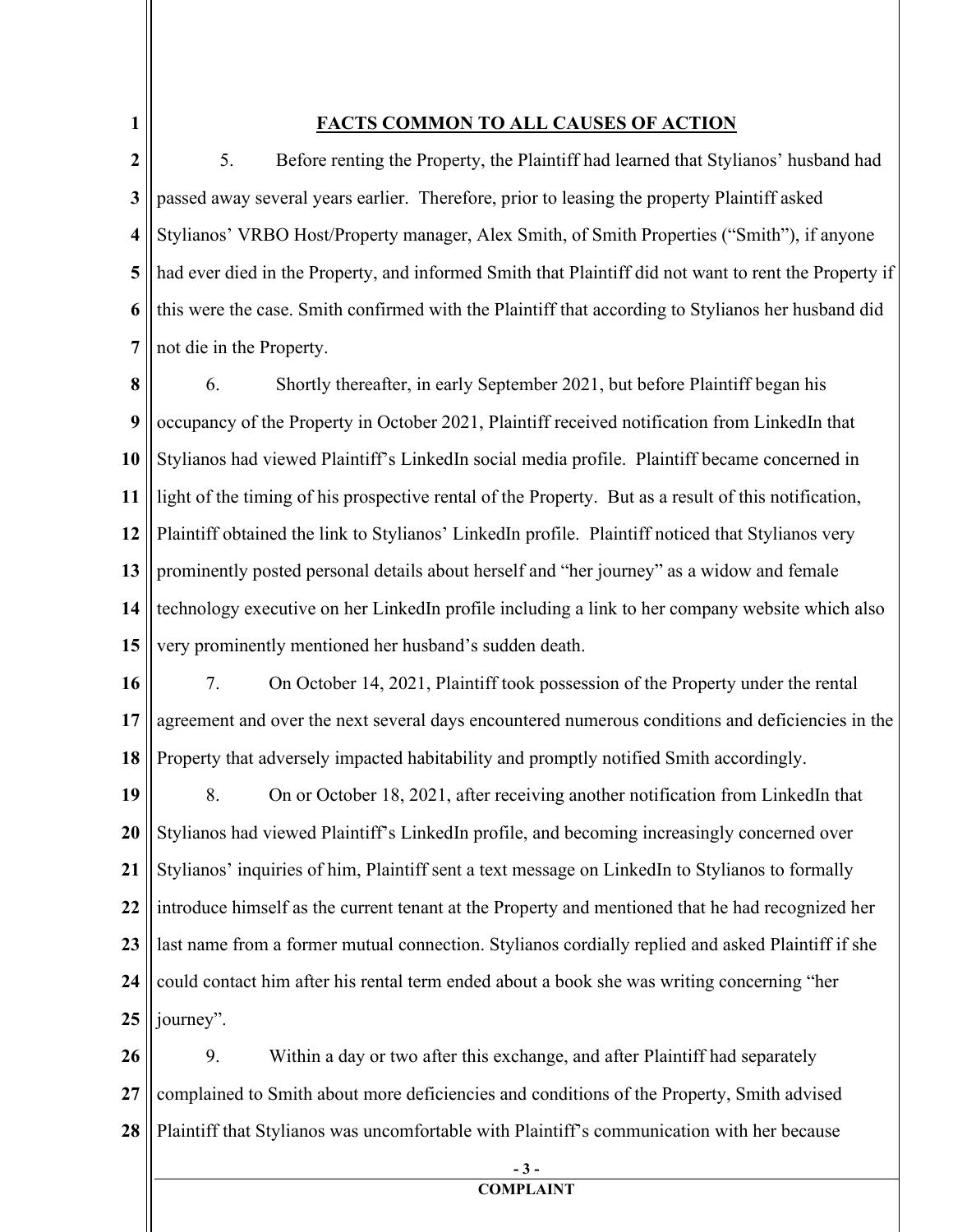## FACTS COMMON TO ALL CAUSES OF ACTION

5. Before renting the Property, the Plaintiff had learned that Stylianos' husband had passed away several years earlier. Therefore, prior to leasing the property Plaintiff asked Stylianos' VRBO Host/Property manager, Alex Smith, of Smith Properties ("Smith"), if anyone had ever died in the Property, and informed Smith that Plaintiff did not want to rent the Property if this were the case. Smith confirmed with the Plaintiff that according to Stylianos her husband did not die in the Property.

6. Shortly thereafter, in early September 2021, but before Plaintiff began his occupancy of the Property in October 2021, Plaintiff received notification from LinkedIn that Stylianos had viewed Plaintiff's LinkedIn social media profile. Plaintiff became concerned in light of the timing of his prospective rental of the Property. But as a result of this notification, Plaintiff obtained the link to Stylianos' LinkedIn profile. Plaintiff noticed that Stylianos very prominently posted personal details about herself and "her journey" as a widow and female technology executive on her LinkedIn profile including a link to her company website which also very prominently mentioned her husband's sudden death.

7. On October 14, 2021, Plaintiff took possession of the Property under the rental agreement and over the next several days encountered numerous conditions and deficiencies in the Property that adversely impacted habitability and promptly notified Smith accordingly.

8. On or October 18, 2021, after receiving another notification from LinkedIn that Stylianos had viewed Plaintiff's LinkedIn profile, and becoming increasingly concerned over Stylianos' inquiries of him, Plaintiff sent a text message on LinkedIn to Stylianos to formally introduce himself as the current tenant at the Property and mentioned that he had recognized her last name from a former mutual connection. Stylianos cordially replied and asked Plaintiff if she could contact him after his rental term ended about a book she was writing concerning "her journey".

9. Within a day or two after this exchange, and after Plaintiff had separately complained to Smith about more deficiencies and conditions of the Property, Smith advised Plaintiff that Stylianos was uncomfortable with Plaintiff's communication with her because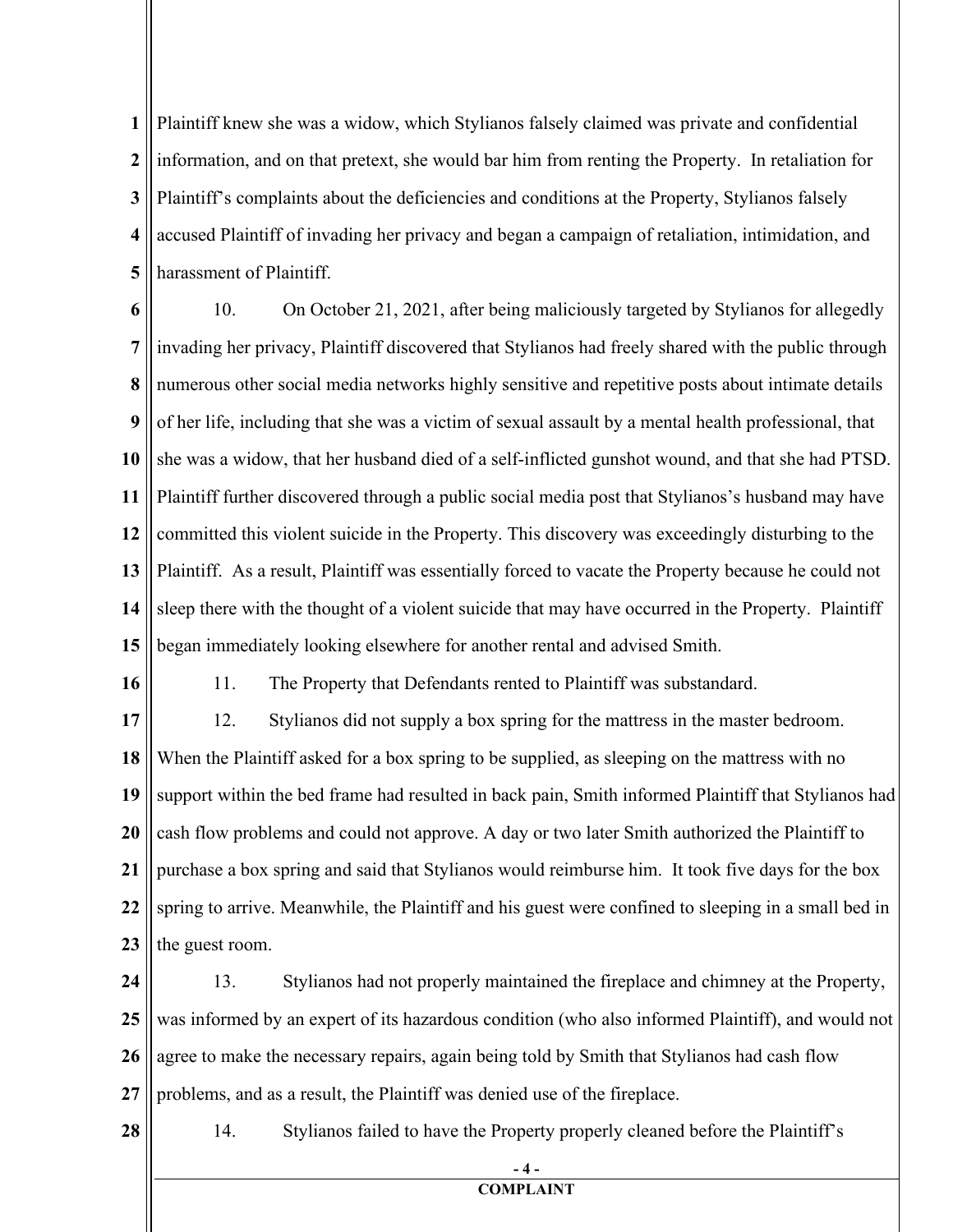Plaintiff knew she was a widow, which Stylianos falsely claimed was private and confidential information, and on that pretext, she would bar him from renting the Property. In retaliation for Plaintiff's complaints about the deficiencies and conditions at the Property, Stylianos falsely accused Plaintiff of invading her privacy and began a campaign of retaliation, intimidation, and harassment of Plaintiff.

10. On October 21, 2021, after being maliciously targeted by Stylianos for allegedly invading her privacy, Plaintiff discovered that Stylianos had freely shared with the public through numerous other social media networks highly sensitive and repetitive posts about intimate details of her life, including that she was a victim of sexual assault by a mental health professional, that she was a widow, that her husband died of a self-inflicted gunshot wound, and that she had PTSD. Plaintiff further discovered through a public social media post that Stylianos's husband may have committed this violent suicide in the Property. This discovery was exceedingly disturbing to the Plaintiff. As a result, Plaintiff was essentially forced to vacate the Property because he could not sleep there with the thought of a violent suicide that may have occurred in the Property. Plaintiff began immediately looking elsewhere for another rental and advised Smith.

11. The Property that Defendants rented to Plaintiff was substandard.

12. Stylianos did not supply a box spring for the mattress in the master bedroom. When the Plaintiff asked for a box spring to be supplied, as sleeping on the mattress with no support within the bed frame had resulted in back pain, Smith informed Plaintiff that Stylianos had cash flow problems and could not approve. A day or two later Smith authorized the Plaintiff to purchase a box spring and said that Stylianos would reimburse him. It took five days for the box spring to arrive. Meanwhile, the Plaintiff and his guest were confined to sleeping in a small bed in the guest room.

13. Stylianos had not properly maintained the fireplace and chimney at the Property, was informed by an expert of its hazardous condition (who also informed Plaintiff), and would not agree to make the necessary repairs, again being told by Smith that Stylianos had cash flow problems, and as a result, the Plaintiff was denied use of the fireplace.

14. Stylianos failed to have the Property properly cleaned before the Plaintiff's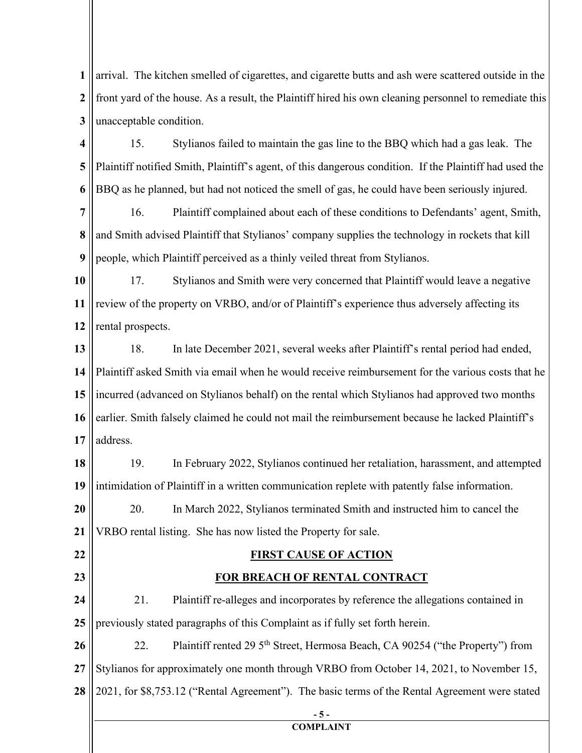arrival. The kitchen smelled of cigarettes, and cigarette butts and ash were scattered outside in the front yard of the house. As a result, the Plaintiff hired his own cleaning personnel to remediate this unacceptable condition.

15. Stylianos failed to maintain the gas line to the BBQ which had a gas leak. The Plaintiff notified Smith, Plaintiff's agent, of this dangerous condition. If the Plaintiff had used the BBQ as he planned, but had not noticed the smell of gas, he could have been seriously injured.

16. Plaintiff complained about each of these conditions to Defendants' agent, Smith, and Smith advised Plaintiff that Stylianos' company supplies the technology in rockets that kill people, which Plaintiff perceived as a thinly veiled threat from Stylianos.

17. Stylianos and Smith were very concerned that Plaintiff would leave a negative review of the property on VRBO, and/or of Plaintiff's experience thus adversely affecting its rental prospects.

18. In late December 2021, several weeks after Plaintiff's rental period had ended, Plaintiff asked Smith via email when he would receive reimbursement for the various costs that he incurred (advanced on Stylianos behalf) on the rental which Stylianos had approved two months earlier. Smith falsely claimed he could not mail the reimbursement because he lacked Plaintiff's address.

19. In February 2022, Stylianos continued her retaliation, harassment, and attempted intimidation of Plaintiff in a written communication replete with patently false information.

20. In March 2022, Stylianos terminated Smith and instructed him to cancel the VRBO rental listing. She has now listed the Property for sale.

## FIRST CAUSE OF ACTION

## FOR BREACH OF RENTAL CONTRACT

21. Plaintiff re-alleges and incorporates by reference the allegations contained in previously stated paragraphs of this Complaint as if fully set forth herein.

22. Plaintiff rented 29 5th Street, Hermosa Beach, CA 90254 ("the Property") from Stylianos for approximately one month through VRBO from October 14, 2021, to November 15, 2021, for $8,753.12 ("Rental Agreement"). The basic terms of the Rental Agreement were stated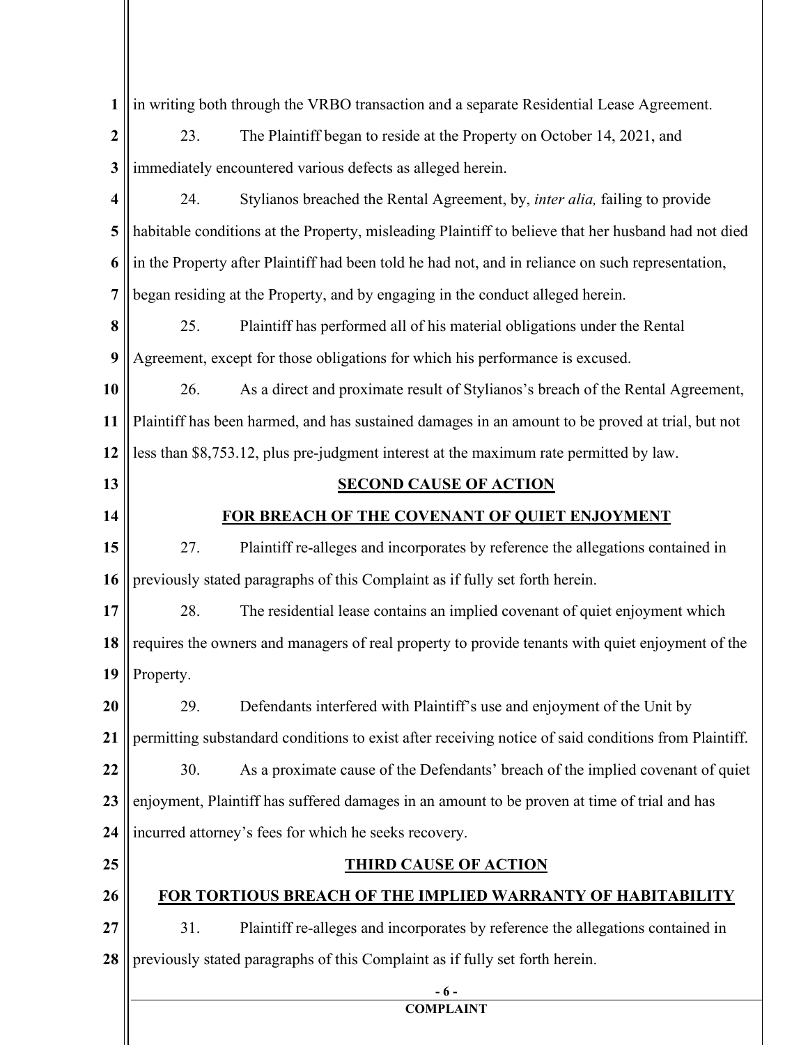in writing both through the VRBO transaction and a separate Residential Lease Agreement.

23. The Plaintiff began to reside at the Property on October 14, 2021, and immediately encountered various defects as alleged herein.

24. Stylianos breached the Rental Agreement, by, *inter alia,* failing to provide habitable conditions at the Property, misleading Plaintiff to believe that her husband had not died in the Property after Plaintiff had been told he had not, and in reliance on such representation, began residing at the Property, and by engaging in the conduct alleged herein.

25. Plaintiff has performed all of his material obligations under the Rental Agreement, except for those obligations for which his performance is excused.

26. As a direct and proximate result of Stylianos's breach of the Rental Agreement, Plaintiff has been harmed, and has sustained damages in an amount to be proved at trial, but not less than $8,753.12, plus pre-judgment interest at the maximum rate permitted by law.

## SECOND CAUSE OF ACTION

## FOR BREACH OF THE COVENANT OF QUIET ENJOYMENT

27. Plaintiff re-alleges and incorporates by reference the allegations contained in previously stated paragraphs of this Complaint as if fully set forth herein.

28. The residential lease contains an implied covenant of quiet enjoyment which requires the owners and managers of real property to provide tenants with quiet enjoyment of the Property.

29. Defendants interfered with Plaintiff's use and enjoyment of the Unit by permitting substandard conditions to exist after receiving notice of said conditions from Plaintiff.

30. As a proximate cause of the Defendants' breach of the implied covenant of quiet enjoyment, Plaintiff has suffered damages in an amount to be proven at time of trial and has incurred attorney's fees for which he seeks recovery.

## THIRD CAUSE OF ACTION

## FOR TORTIOUS BREACH OF THE IMPLIED WARRANTY OF HABITABILITY

31. Plaintiff re-alleges and incorporates by reference the allegations contained in previously stated paragraphs of this Complaint as if fully set forth herein.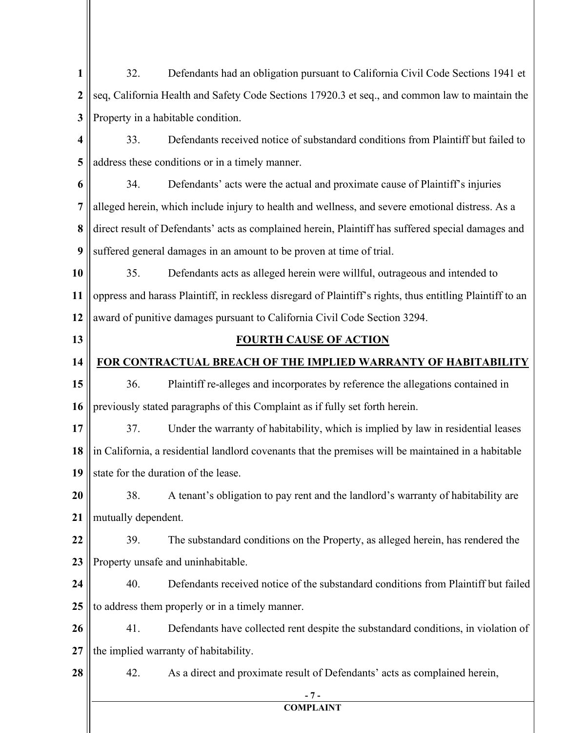32. Defendants had an obligation pursuant to California Civil Code Sections 1941 et seq, California Health and Safety Code Sections 17920.3 et seq., and common law to maintain the Property in a habitable condition.

33. Defendants received notice of substandard conditions from Plaintiff but failed to address these conditions or in a timely manner.

34. Defendants' acts were the actual and proximate cause of Plaintiff's injuries alleged herein, which include injury to health and wellness, and severe emotional distress. As a direct result of Defendants' acts as complained herein, Plaintiff has suffered special damages and suffered general damages in an amount to be proven at time of trial.

35. Defendants acts as alleged herein were willful, outrageous and intended to oppress and harass Plaintiff, in reckless disregard of Plaintiff's rights, thus entitling Plaintiff to an award of punitive damages pursuant to California Civil Code Section 3294.

## FOURTH CAUSE OF ACTION

## FOR CONTRACTUAL BREACH OF THE IMPLIED WARRANTY OF HABITABILITY

36. Plaintiff re-alleges and incorporates by reference the allegations contained in previously stated paragraphs of this Complaint as if fully set forth herein.

37. Under the warranty of habitability, which is implied by law in residential leases in California, a residential landlord covenants that the premises will be maintained in a habitable state for the duration of the lease.

38. A tenant's obligation to pay rent and the landlord's warranty of habitability are mutually dependent.

39. The substandard conditions on the Property, as alleged herein, has rendered the Property unsafe and uninhabitable.

40. Defendants received notice of the substandard conditions from Plaintiff but failed to address them properly or in a timely manner.

41. Defendants have collected rent despite the substandard conditions, in violation of the implied warranty of habitability.

42. As a direct and proximate result of Defendants' acts as complained herein,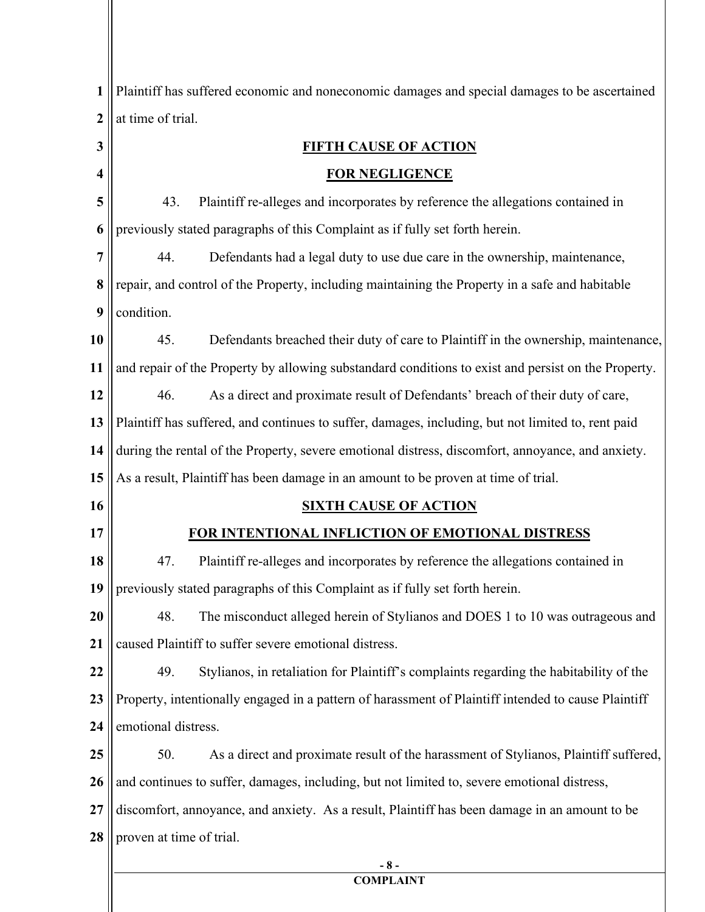Plaintiff has suffered economic and noneconomic damages and special damages to be ascertained at time of trial.

## FIFTH CAUSE OF ACTION

## FOR NEGLIGENCE

43. Plaintiff re-alleges and incorporates by reference the allegations contained in previously stated paragraphs of this Complaint as if fully set forth herein.

44. Defendants had a legal duty to use due care in the ownership, maintenance, repair, and control of the Property, including maintaining the Property in a safe and habitable condition.

45. Defendants breached their duty of care to Plaintiff in the ownership, maintenance, and repair of the Property by allowing substandard conditions to exist and persist on the Property.

46. As a direct and proximate result of Defendants' breach of their duty of care, Plaintiff has suffered, and continues to suffer, damages, including, but not limited to, rent paid during the rental of the Property, severe emotional distress, discomfort, annoyance, and anxiety. As a result, Plaintiff has been damage in an amount to be proven at time of trial.

## SIXTH CAUSE OF ACTION

## FOR INTENTIONAL INFLICTION OF EMOTIONAL DISTRESS

47. Plaintiff re-alleges and incorporates by reference the allegations contained in previously stated paragraphs of this Complaint as if fully set forth herein.

48. The misconduct alleged herein of Stylianos and DOES 1 to 10 was outrageous and caused Plaintiff to suffer severe emotional distress.

49. Stylianos, in retaliation for Plaintiff's complaints regarding the habitability of the Property, intentionally engaged in a pattern of harassment of Plaintiff intended to cause Plaintiff emotional distress.

50. As a direct and proximate result of the harassment of Stylianos, Plaintiff suffered, and continues to suffer, damages, including, but not limited to, severe emotional distress, discomfort, annoyance, and anxiety. As a result, Plaintiff has been damage in an amount to be proven at time of trial.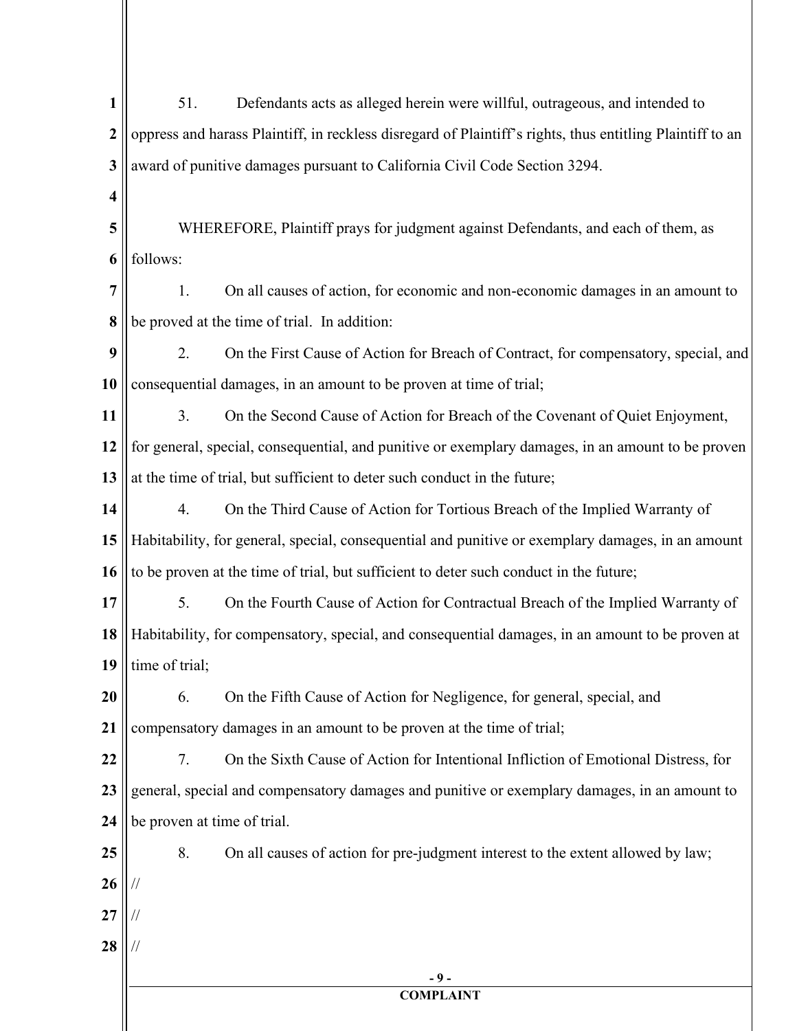51. Defendants acts as alleged herein were willful, outrageous, and intended to oppress and harass Plaintiff, in reckless disregard of Plaintiff's rights, thus entitling Plaintiff to an award of punitive damages pursuant to California Civil Code Section 3294.

WHEREFORE, Plaintiff prays for judgment against Defendants, and each of them, as follows:

1. On all causes of action, for economic and non-economic damages in an amount to be proved at the time of trial. In addition:

2. On the First Cause of Action for Breach of Contract, for compensatory, special, and consequential damages, in an amount to be proven at time of trial;

3. On the Second Cause of Action for Breach of the Covenant of Quiet Enjoyment, for general, special, consequential, and punitive or exemplary damages, in an amount to be proven at the time of trial, but sufficient to deter such conduct in the future;

4. On the Third Cause of Action for Tortious Breach of the Implied Warranty of Habitability, for general, special, consequential and punitive or exemplary damages, in an amount to be proven at the time of trial, but sufficient to deter such conduct in the future;

5. On the Fourth Cause of Action for Contractual Breach of the Implied Warranty of Habitability, for compensatory, special, and consequential damages, in an amount to be proven at time of trial;

6. On the Fifth Cause of Action for Negligence, for general, special, and compensatory damages in an amount to be proven at the time of trial;

7. On the Sixth Cause of Action for Intentional Infliction of Emotional Distress, for general, special and compensatory damages and punitive or exemplary damages, in an amount to be proven at time of trial.

8. On all causes of action for pre-judgment interest to the extent allowed by law;

//

//

//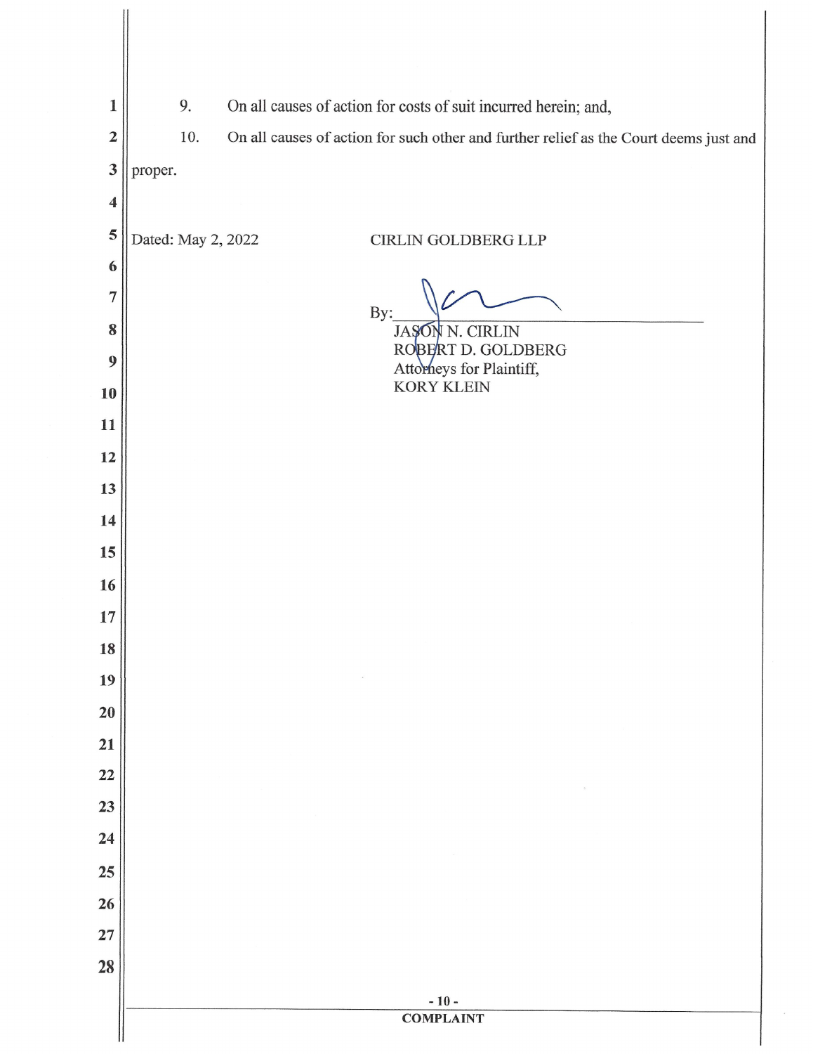9. On all causes of action for costs of suit incurred herein; and,

10. On all causes of action for such other and further relief as the Court deems just and proper.

Dated: May 2, 2022

CIRLIN GOLDBERG LLP

By: ______________________________
JASON N. CIRLIN
ROBERT D. GOLDBERG
Attorneys for Plaintiff,
KORY KLEIN

COMPLAINT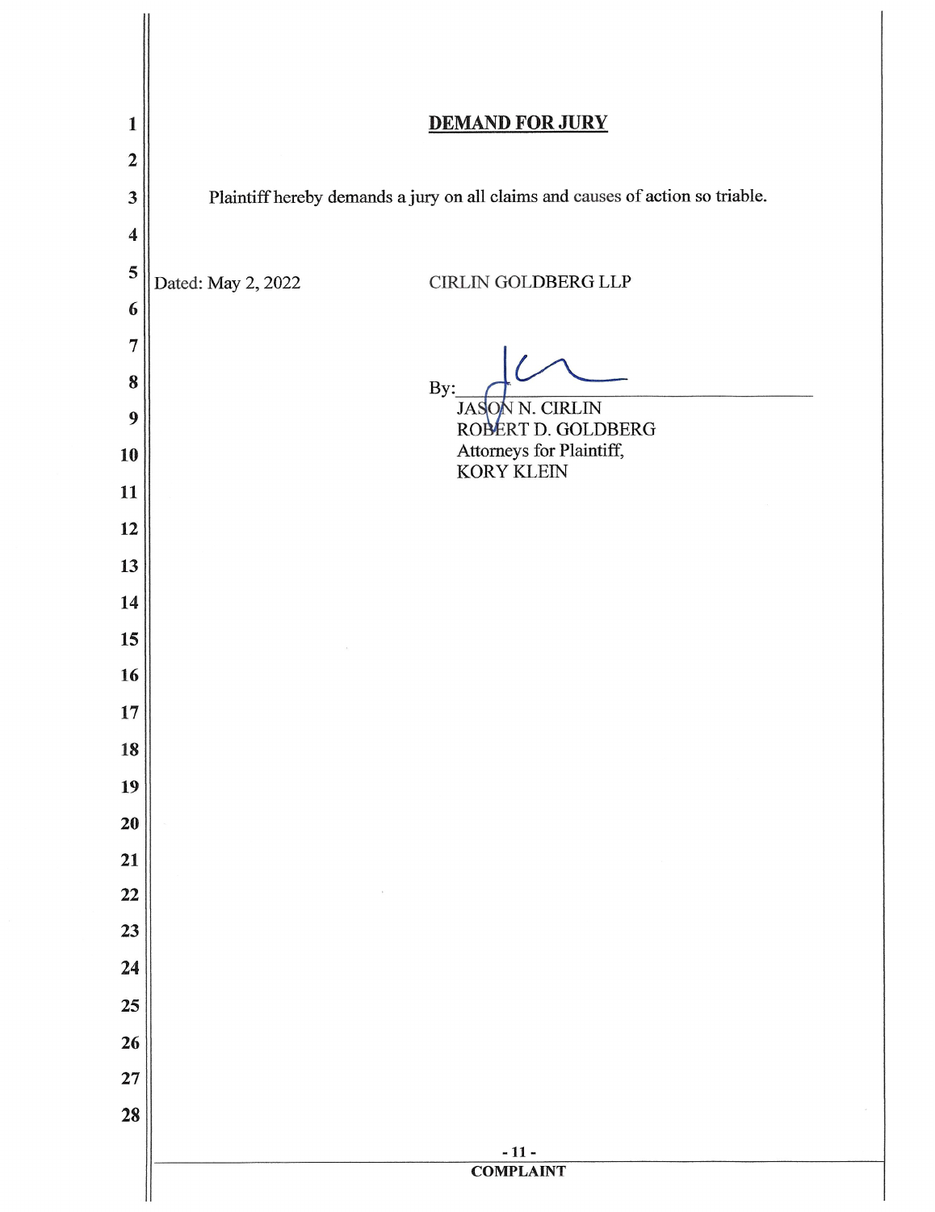## DEMAND FOR JURY

Plaintiff hereby demands a jury on all claims and causes of action so triable.

Dated: May 2, 2022

CIRLIN GOLDBERG LLP

By: ______________________
JASON N. CIRLIN
ROBERT D. GOLDBERG
Attorneys for Plaintiff,
KORY KLEIN